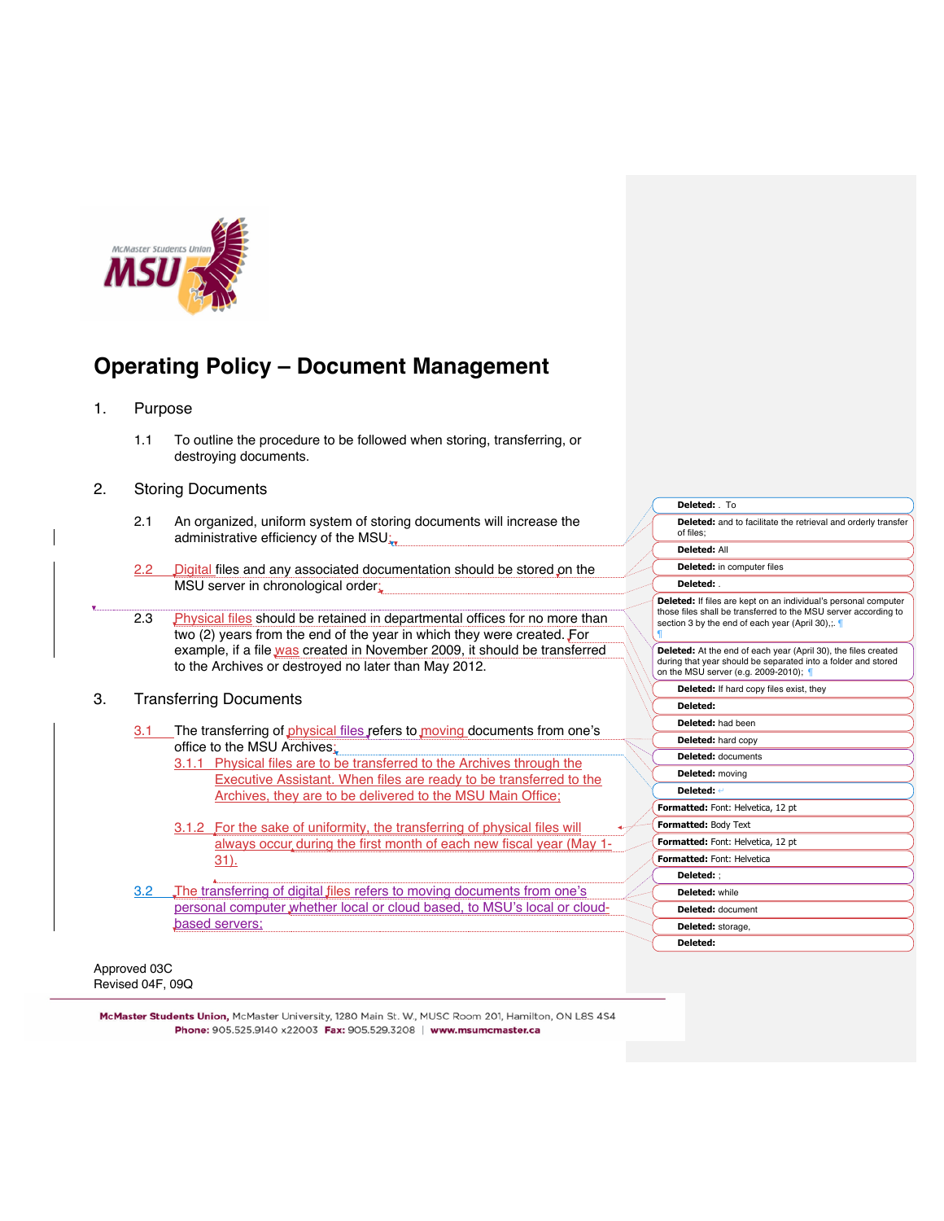# Operating Policy – Document Management

1. Purpose

   1.1 To outline the procedure to be followed when storing, transferring, or destroying documents.

2. Storing Documents

   2.1 An organized, uniform system of storing documents will increase the administrative efficiency of the MSU;

   2.2 Digital files and any associated documentation should be stored on the MSU server in chronological order;

   2.3 Physical files should be retained in departmental offices for no more than two (2) years from the end of the year in which they were created. For example, if a file was created in November 2009, it should be transferred to the Archives or destroyed no later than May 2012.

3. Transferring Documents

   3.1 The transferring of physical files refers to moving documents from one's office to the MSU Archives;

      3.1.1 Physical files are to be transferred to the Archives through the Executive Assistant. When files are ready to be transferred to the Archives, they are to be delivered to the MSU Main Office;

      3.1.2 For the sake of uniformity, the transferring of physical files will always occur during the first month of each new fiscal year (May 1-31).

   3.2 The transferring of digital files refers to moving documents from one's personal computer whether local or cloud based, to MSU's local or cloud-based servers;

Approved 03C
Revised 04F, 09Q

Deleted: . To

Deleted: and to facilitate the retrieval and orderly transfer of files;

Deleted: All

Deleted: in computer files

Deleted: .

Deleted: If files are kept on an individual's personal computer those files shall be transferred to the MSU server according to section 3 by the end of each year (April 30),;

Deleted: At the end of each year (April 30), the files created during that year should be separated into a folder and stored on the MSU server (e.g. 2009-2010);

Deleted: If hard copy files exist, they

Deleted:

Deleted: had been

Deleted: hard copy

Deleted: documents

Deleted: moving

Deleted:

Formatted: Font: Helvetica, 12 pt

Formatted: Body Text

Formatted: Font: Helvetica, 12 pt

Formatted: Font: Helvetica

Deleted: ;

Deleted: while

Deleted: document

Deleted: storage,

Deleted: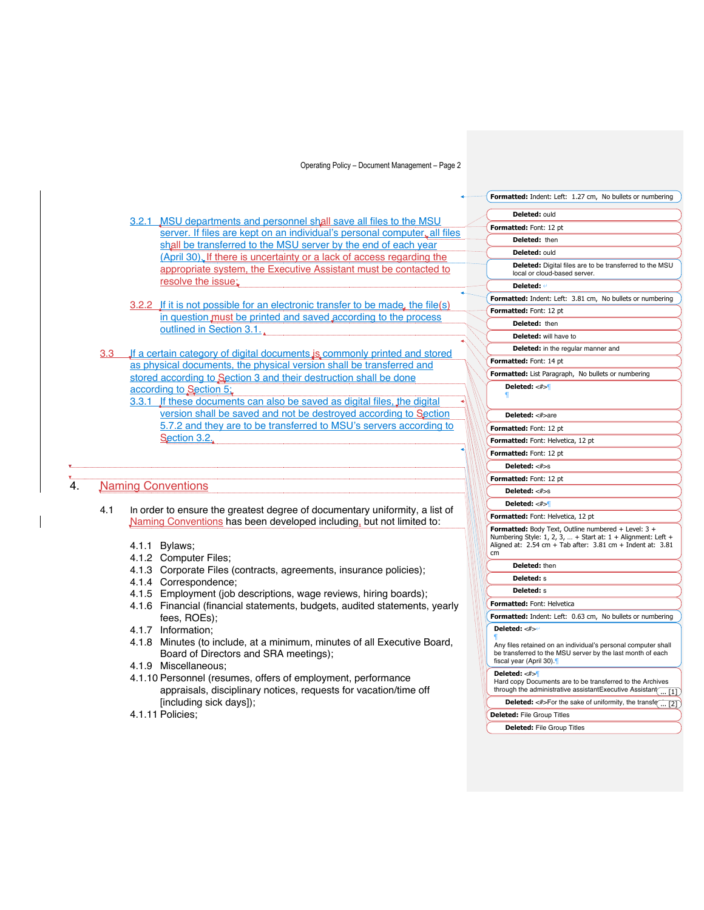3.2.1 MSU departments and personnel shall save all files to the MSU server. If files are kept on an individual's personal computer, all files shall be transferred to the MSU server by the end of each year (April 30). If there is uncertainty or a lack of access regarding the appropriate system, the Executive Assistant must be contacted to resolve the issue;

3.2.2 If it is not possible for an electronic transfer to be made, the file(s) in question must be printed and saved according to the process outlined in Section 3.1.

3.3 If a certain category of digital documents is commonly printed and stored as physical documents, the physical version shall be transferred and stored according to Section 3 and their destruction shall be done according to Section 5;

3.3.1 If these documents can also be saved as digital files, the digital version shall be saved and not be destroyed according to Section 5.7.2 and they are to be transferred to MSU's servers according to Section 3.2.

# 4. Naming Conventions

4.1 In order to ensure the greatest degree of documentary uniformity, a list of Naming Conventions has been developed including, but not limited to:

4.1.1 Bylaws;
4.1.2 Computer Files;
4.1.3 Corporate Files (contracts, agreements, insurance policies);
4.1.4 Correspondence;
4.1.5 Employment (job descriptions, wage reviews, hiring boards);
4.1.6 Financial (financial statements, budgets, audited statements, yearly fees, ROEs);
4.1.7 Information;
4.1.8 Minutes (to include, at a minimum, minutes of all Executive Board, Board of Directors and SRA meetings);
4.1.9 Miscellaneous;
4.1.10 Personnel (resumes, offers of employment, performance appraisals, disciplinary notices, requests for vacation/time off [including sick days]);
4.1.11 Policies;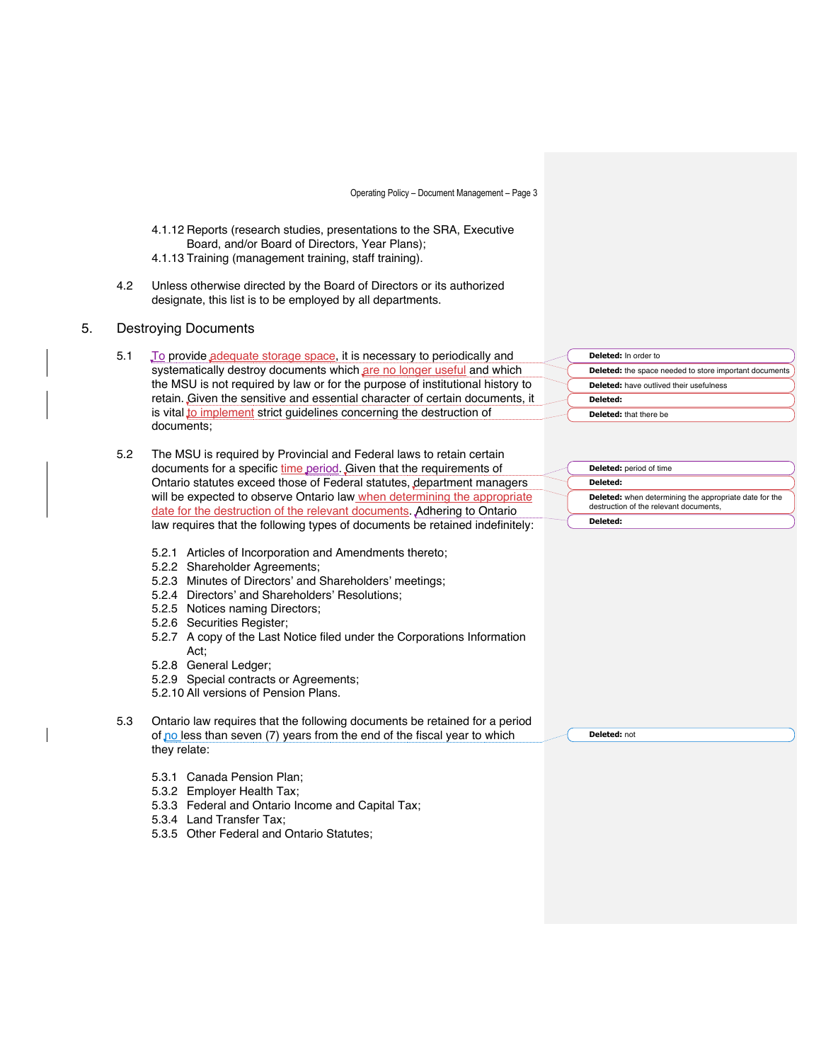4.1.12 Reports (research studies, presentations to the SRA, Executive Board, and/or Board of Directors, Year Plans);
4.1.13 Training (management training, staff training).

4.2 Unless otherwise directed by the Board of Directors or its authorized designate, this list is to be employed by all departments.

## 5. Destroying Documents

5.1 To provide adequate storage space, it is necessary to periodically and systematically destroy documents which are no longer useful and which the MSU is not required by law or for the purpose of institutional history to retain. Given the sensitive and essential character of certain documents, it is vital to implement strict guidelines concerning the destruction of documents;

5.2 The MSU is required by Provincial and Federal laws to retain certain documents for a specific time period. Given that the requirements of Ontario statutes exceed those of Federal statutes, department managers will be expected to observe Ontario law when determining the appropriate date for the destruction of the relevant documents. Adhering to Ontario law requires that the following types of documents be retained indefinitely:

5.2.1 Articles of Incorporation and Amendments thereto;
5.2.2 Shareholder Agreements;
5.2.3 Minutes of Directors' and Shareholders' meetings;
5.2.4 Directors' and Shareholders' Resolutions;
5.2.5 Notices naming Directors;
5.2.6 Securities Register;
5.2.7 A copy of the Last Notice filed under the Corporations Information Act;
5.2.8 General Ledger;
5.2.9 Special contracts or Agreements;
5.2.10 All versions of Pension Plans.

5.3 Ontario law requires that the following documents be retained for a period of no less than seven (7) years from the end of the fiscal year to which they relate:

5.3.1 Canada Pension Plan;
5.3.2 Employer Health Tax;
5.3.3 Federal and Ontario Income and Capital Tax;
5.3.4 Land Transfer Tax;
5.3.5 Other Federal and Ontario Statutes;

Deleted: In order to
Deleted: the space needed to store important documents
Deleted: have outlived their usefulness
Deleted:
Deleted: that there be
Deleted: period of time
Deleted:
Deleted: when determining the appropriate date for the destruction of the relevant documents,
Deleted:
Deleted: not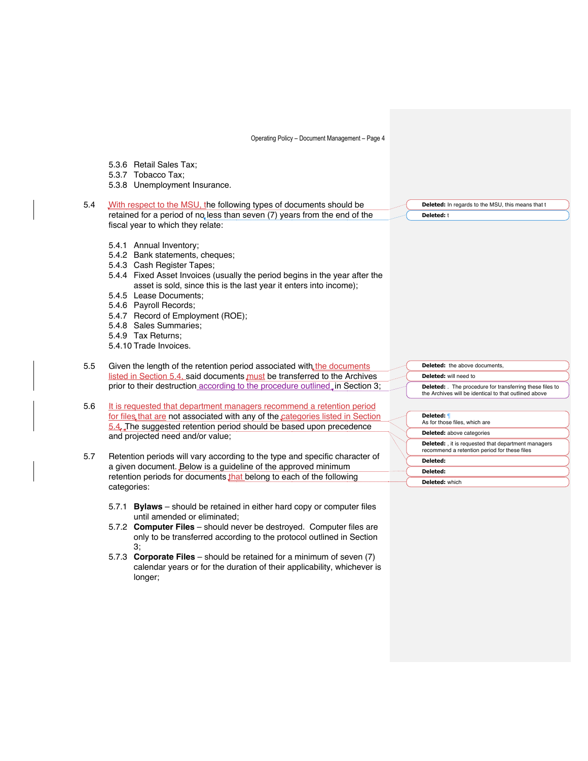5.3.6 Retail Sales Tax;
5.3.7 Tobacco Tax;
5.3.8 Unemployment Insurance.

5.4 With respect to the MSU, the following types of documents should be retained for a period of no less than seven (7) years from the end of the fiscal year to which they relate:

5.4.1 Annual Inventory;
5.4.2 Bank statements, cheques;
5.4.3 Cash Register Tapes;
5.4.4 Fixed Asset Invoices (usually the period begins in the year after the asset is sold, since this is the last year it enters into income);
5.4.5 Lease Documents;
5.4.6 Payroll Records;
5.4.7 Record of Employment (ROE);
5.4.8 Sales Summaries;
5.4.9 Tax Returns;
5.4.10 Trade Invoices.

5.5 Given the length of the retention period associated with the documents listed in Section 5.4, said documents must be transferred to the Archives prior to their destruction according to the procedure outlined in Section 3;

5.6 It is requested that department managers recommend a retention period for files that are not associated with any of the categories listed in Section 5.4. The suggested retention period should be based upon precedence and projected need and/or value;

5.7 Retention periods will vary according to the type and specific character of a given document. Below is a guideline of the approved minimum retention periods for documents that belong to each of the following categories:

5.7.1 **Bylaws** – should be retained in either hard copy or computer files until amended or eliminated;
5.7.2 **Computer Files** – should never be destroyed. Computer files are only to be transferred according to the protocol outlined in Section 3;
5.7.3 **Corporate Files** – should be retained for a minimum of seven (7) calendar years or for the duration of their applicability, whichever is longer;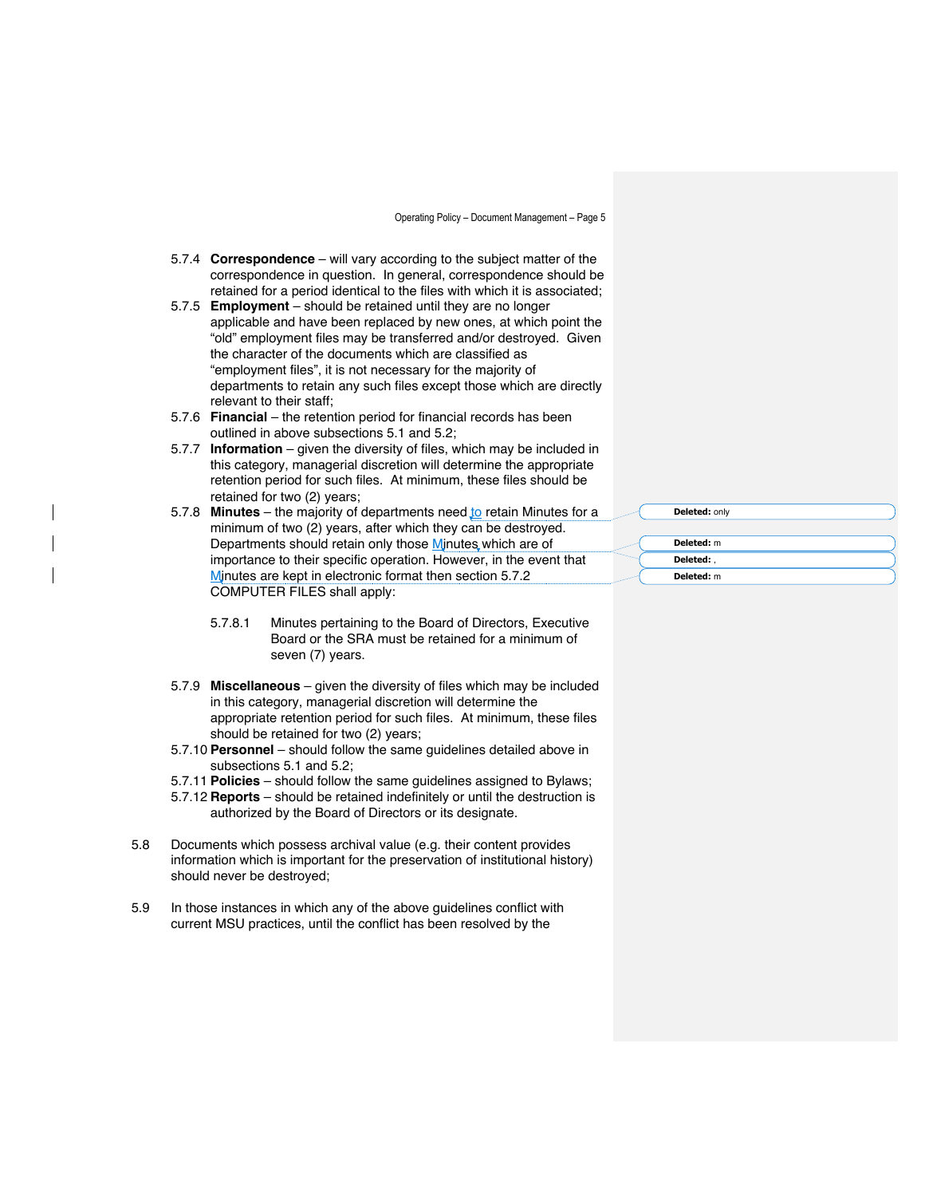- 5.7.4 **Correspondence** – will vary according to the subject matter of the correspondence in question. In general, correspondence should be retained for a period identical to the files with which it is associated;
- 5.7.5 **Employment** – should be retained until they are no longer applicable and have been replaced by new ones, at which point the "old" employment files may be transferred and/or destroyed. Given the character of the documents which are classified as "employment files", it is not necessary for the majority of departments to retain any such files except those which are directly relevant to their staff;
- 5.7.6 **Financial** – the retention period for financial records has been outlined in above subsections 5.1 and 5.2;
- 5.7.7 **Information** – given the diversity of files, which may be included in this category, managerial discretion will determine the appropriate retention period for such files. At minimum, these files should be retained for two (2) years;
- 5.7.8 **Minutes** – the majority of departments need to retain Minutes for a minimum of two (2) years, after which they can be destroyed. Departments should retain only those Minutes which are of importance to their specific operation. However, in the event that Minutes are kept in electronic format then section 5.7.2 COMPUTER FILES shall apply:

    5.7.8.1 Minutes pertaining to the Board of Directors, Executive Board or the SRA must be retained for a minimum of seven (7) years.

- 5.7.9 **Miscellaneous** – given the diversity of files which may be included in this category, managerial discretion will determine the appropriate retention period for such files. At minimum, these files should be retained for two (2) years;
- 5.7.10 **Personnel** – should follow the same guidelines detailed above in subsections 5.1 and 5.2;
- 5.7.11 **Policies** – should follow the same guidelines assigned to Bylaws;
- 5.7.12 **Reports** – should be retained indefinitely or until the destruction is authorized by the Board of Directors or its designate.

5.8 Documents which possess archival value (e.g. their content provides information which is important for the preservation of institutional history) should never be destroyed;

5.9 In those instances in which any of the above guidelines conflict with current MSU practices, until the conflict has been resolved by the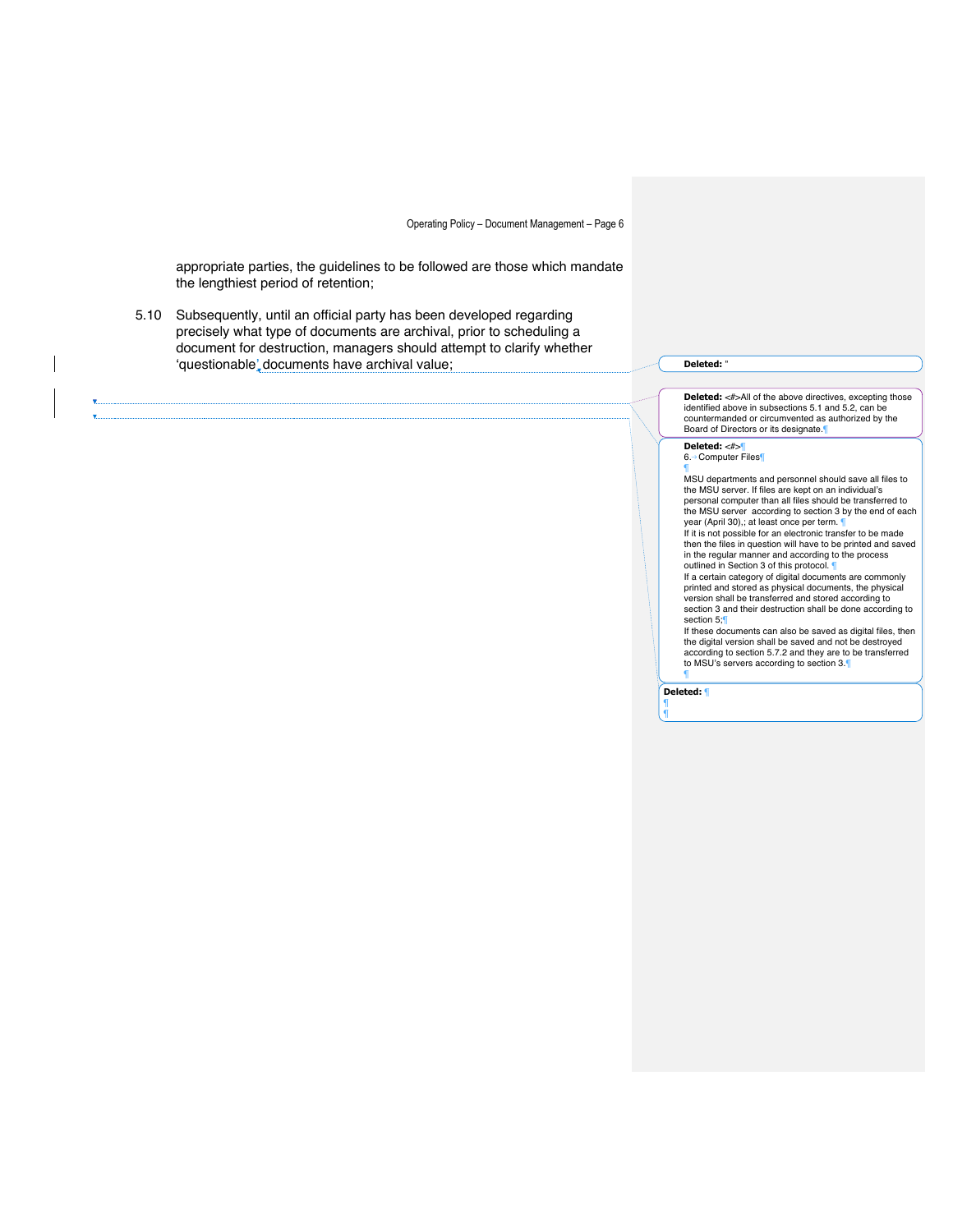appropriate parties, the guidelines to be followed are those which mandate the lengthiest period of retention;

5.10 Subsequently, until an official party has been developed regarding precisely what type of documents are archival, prior to scheduling a document for destruction, managers should attempt to clarify whether 'questionable' documents have archival value;

Deleted: "

Deleted: <#>All of the above directives, excepting those identified above in subsections 5.1 and 5.2, can be countermanded or circumvented as authorized by the Board of Directors or its designate.

Deleted: <#>

6. Computer Files

MSU departments and personnel should save all files to the MSU server. If files are kept on an individual's personal computer than all files should be transferred to the MSU server according to section 3 by the end of each year (April 30),; at least once per term.

If it is not possible for an electronic transfer to be made then the files in question will have to be printed and saved in the regular manner and according to the process outlined in Section 3 of this protocol.

If a certain category of digital documents are commonly printed and stored as physical documents, the physical version shall be transferred and stored according to section 3 and their destruction shall be done according to section 5;

If these documents can also be saved as digital files, then the digital version shall be saved and not be destroyed according to section 5.7.2 and they are to be transferred to MSU's servers according to section 3.

Deleted: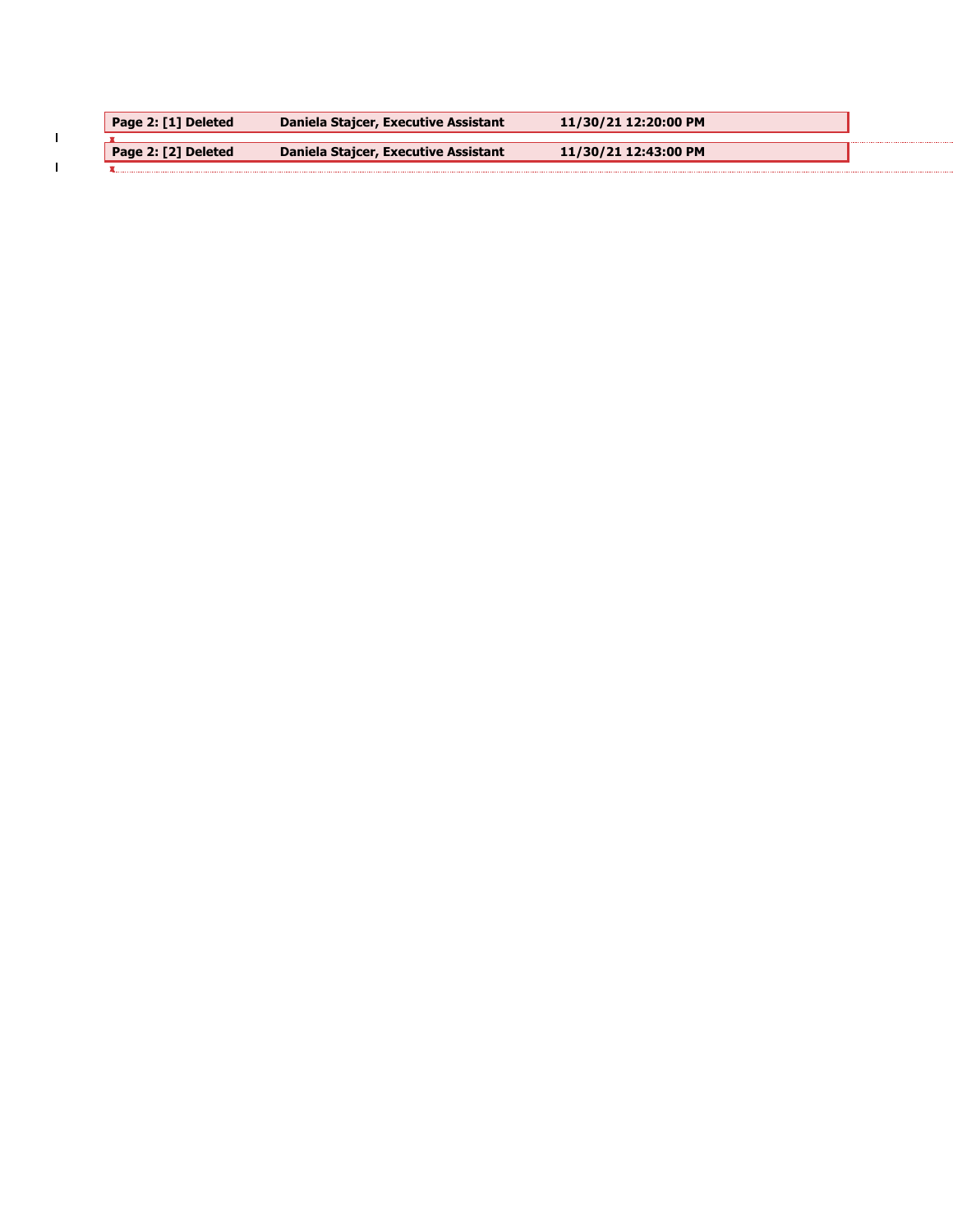| Page 2: [1] Deleted | Daniela Stajcer, Executive Assistant | 11/30/21 12:20:00 PM |
|---|---|---|

| Page 2: [2] Deleted | Daniela Stajcer, Executive Assistant | 11/30/21 12:43:00 PM |
|---|---|---|